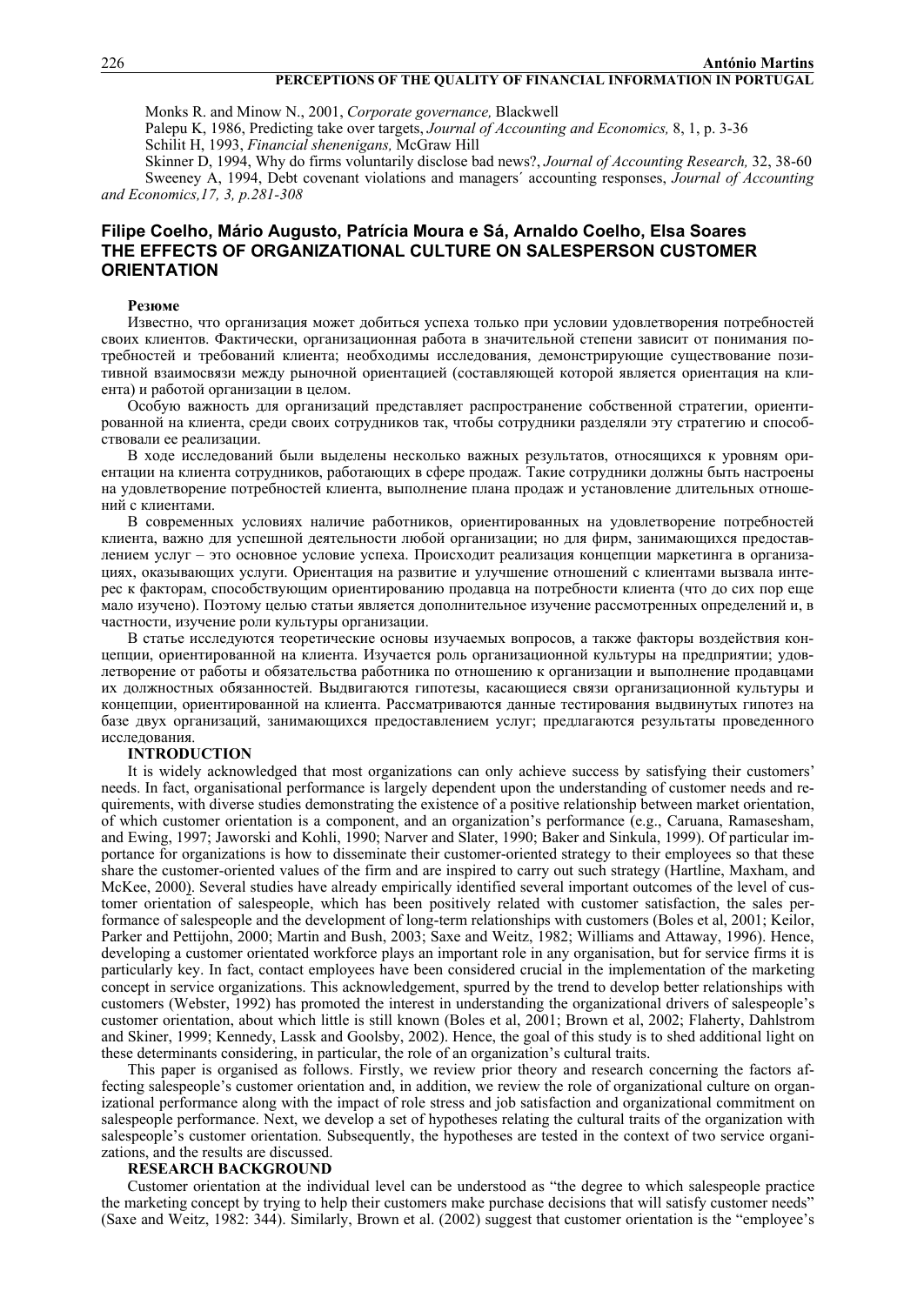Monks R. and Minow N., 2001, *Corporate governance,* Blackwell

Palepu K, 1986, Predicting take over targets, *Journal of Accounting and Economics,* 8, 1, p. 3-36

Schilit H, 1993, *Financial shenenigans,* McGraw Hill

Skinner D, 1994, Why do firms voluntarily disclose bad news?, *Journal of Accounting Research,* 32, 38-60

Sweeney A, 1994, Debt covenant violations and managers´ accounting responses, *Journal of Accounting and Economics,17, 3, p.281-308*

## Filipe Coelho, Mário Augusto, Patrícia Moura e Sá, Arnaldo Coelho, Elsa Soares
## THE EFFECTS OF ORGANIZATIONAL CULTURE ON SALESPERSON CUSTOMER ORIENTATION

**Резюме**

Известно, что организация может добиться успеха только при условии удовлетворения потребностей своих клиентов. Фактически, организационная работа в значительной степени зависит от понимания потребностей и требований клиента; необходимы исследования, демонстрирующие существование позитивной взаимосвязи между рыночной ориентацией (составляющей которой является ориентация на клиента) и работой организации в целом.

Особую важность для организаций представляет распространение собственной стратегии, ориентированной на клиента, среди своих сотрудников так, чтобы сотрудники разделяли эту стратегию и способствовали ее реализации.

В ходе исследований были выделены несколько важных результатов, относящихся к уровням ориентации на клиента сотрудников, работающих в сфере продаж. Такие сотрудники должны быть настроены на удовлетворение потребностей клиента, выполнение плана продаж и установление длительных отношений с клиентами.

В современных условиях наличие работников, ориентированных на удовлетворение потребностей клиента, важно для успешной деятельности любой организации; но для фирм, занимающихся предоставлением услуг – это основное условие успеха. Происходит реализация концепции маркетинга в организациях, оказывающих услуги. Ориентация на развитие и улучшение отношений с клиентами вызвала интерес к факторам, способствующим ориентированию продавца на потребности клиента (что до сих пор еще мало изучено). Поэтому целью статьи является дополнительное изучение рассмотренных определений и, в частности, изучение роли культуры организации.

В статье исследуются теоретические основы изучаемых вопросов, а также факторы воздействия концепции, ориентированной на клиента. Изучается роль организационной культуры на предприятии; удовлетворение от работы и обязательства работника по отношению к организации и выполнение продавцами их должностных обязанностей. Выдвигаются гипотезы, касающиеся связи организационной культуры и концепции, ориентированной на клиента. Рассматриваются данные тестирования выдвинутых гипотез на базе двух организаций, занимающихся предоставлением услуг; предлагаются результаты проведенного исследования.

### INTRODUCTION

It is widely acknowledged that most organizations can only achieve success by satisfying their customers' needs. In fact, organisational performance is largely dependent upon the understanding of customer needs and requirements, with diverse studies demonstrating the existence of a positive relationship between market orientation, of which customer orientation is a component, and an organization's performance (e.g., Caruana, Ramasesham, and Ewing, 1997; Jaworski and Kohli, 1990; Narver and Slater, 1990; Baker and Sinkula, 1999). Of particular importance for organizations is how to disseminate their customer-oriented strategy to their employees so that these share the customer-oriented values of the firm and are inspired to carry out such strategy (Hartline, Maxham, and McKee, 2000). Several studies have already empirically identified several important outcomes of the level of customer orientation of salespeople, which has been positively related with customer satisfaction, the sales performance of salespeople and the development of long-term relationships with customers (Boles et al, 2001; Keilor, Parker and Pettijohn, 2000; Martin and Bush, 2003; Saxe and Weitz, 1982; Williams and Attaway, 1996). Hence, developing a customer orientated workforce plays an important role in any organisation, but for service firms it is particularly key. In fact, contact employees have been considered crucial in the implementation of the marketing concept in service organizations. This acknowledgement, spurred by the trend to develop better relationships with customers (Webster, 1992) has promoted the interest in understanding the organizational drivers of salespeople's customer orientation, about which little is still known (Boles et al, 2001; Brown et al, 2002; Flaherty, Dahlstrom and Skiner, 1999; Kennedy, Lassk and Goolsby, 2002). Hence, the goal of this study is to shed additional light on these determinants considering, in particular, the role of an organization's cultural traits.

This paper is organised as follows. Firstly, we review prior theory and research concerning the factors affecting salespeople's customer orientation and, in addition, we review the role of organizational culture on organizational performance along with the impact of role stress and job satisfaction and organizational commitment on salespeople performance. Next, we develop a set of hypotheses relating the cultural traits of the organization with salespeople's customer orientation. Subsequently, the hypotheses are tested in the context of two service organizations, and the results are discussed.

### RESEARCH BACKGROUND

Customer orientation at the individual level can be understood as "the degree to which salespeople practice the marketing concept by trying to help their customers make purchase decisions that will satisfy customer needs" (Saxe and Weitz, 1982: 344). Similarly, Brown et al. (2002) suggest that customer orientation is the "employee's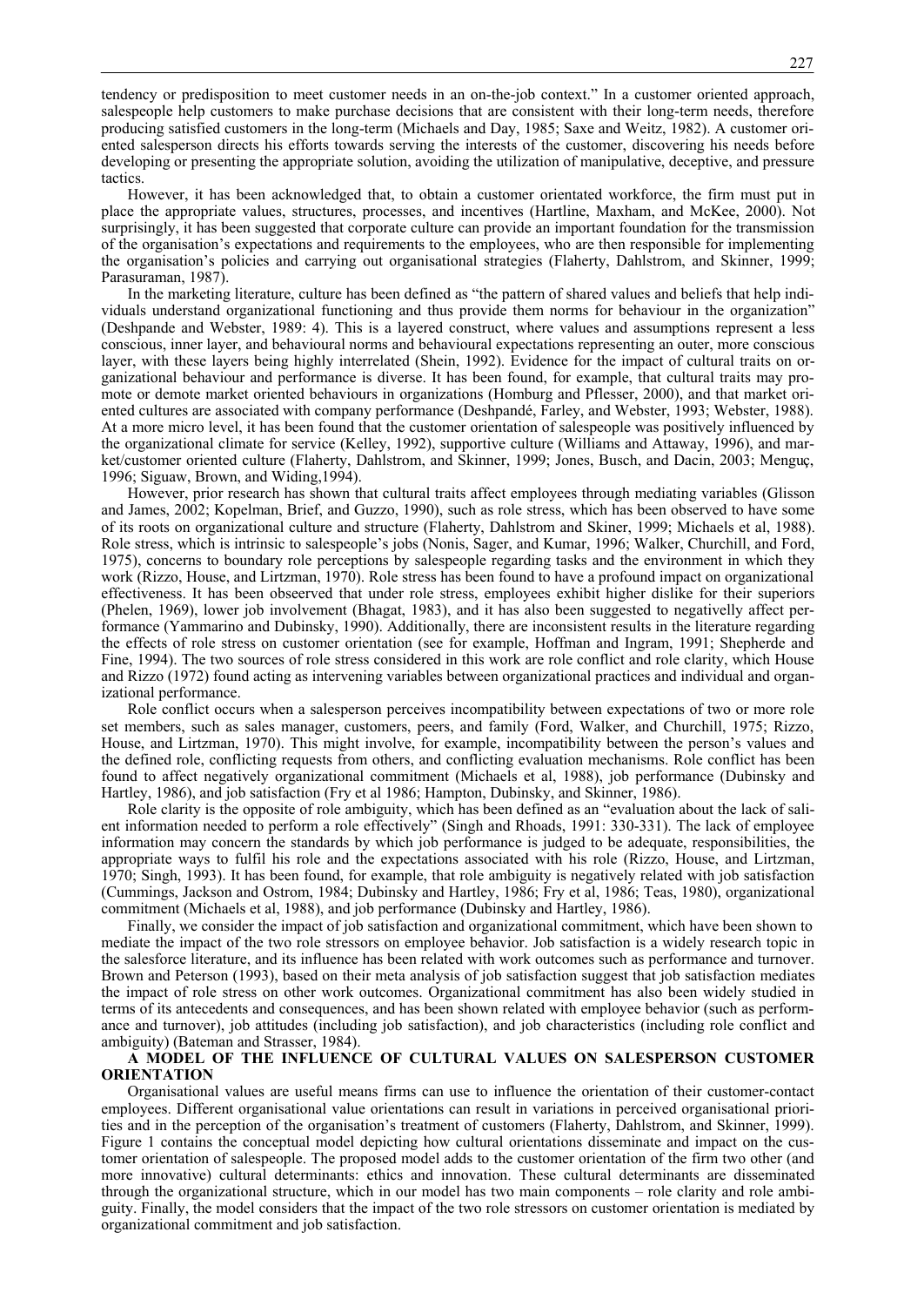tendency or predisposition to meet customer needs in an on-the-job context." In a customer oriented approach, salespeople help customers to make purchase decisions that are consistent with their long-term needs, therefore producing satisfied customers in the long-term (Michaels and Day, 1985; Saxe and Weitz, 1982). A customer oriented salesperson directs his efforts towards serving the interests of the customer, discovering his needs before developing or presenting the appropriate solution, avoiding the utilization of manipulative, deceptive, and pressure tactics.

However, it has been acknowledged that, to obtain a customer orientated workforce, the firm must put in place the appropriate values, structures, processes, and incentives (Hartline, Maxham, and McKee, 2000). Not surprisingly, it has been suggested that corporate culture can provide an important foundation for the transmission of the organisation's expectations and requirements to the employees, who are then responsible for implementing the organisation's policies and carrying out organisational strategies (Flaherty, Dahlstrom, and Skinner, 1999; Parasuraman, 1987).

In the marketing literature, culture has been defined as "the pattern of shared values and beliefs that help individuals understand organizational functioning and thus provide them norms for behaviour in the organization" (Deshpande and Webster, 1989: 4). This is a layered construct, where values and assumptions represent a less conscious, inner layer, and behavioural norms and behavioural expectations representing an outer, more conscious layer, with these layers being highly interrelated (Shein, 1992). Evidence for the impact of cultural traits on organizational behaviour and performance is diverse. It has been found, for example, that cultural traits may promote or demote market oriented behaviours in organizations (Homburg and Pflesser, 2000), and that market oriented cultures are associated with company performance (Deshpandé, Farley, and Webster, 1993; Webster, 1988). At a more micro level, it has been found that the customer orientation of salespeople was positively influenced by the organizational climate for service (Kelley, 1992), supportive culture (Williams and Attaway, 1996), and market/customer oriented culture (Flaherty, Dahlstrom, and Skinner, 1999; Jones, Busch, and Dacin, 2003; Menguç, 1996; Siguaw, Brown, and Widing,1994).

However, prior research has shown that cultural traits affect employees through mediating variables (Glisson and James, 2002; Kopelman, Brief, and Guzzo, 1990), such as role stress, which has been observed to have some of its roots on organizational culture and structure (Flaherty, Dahlstrom and Skiner, 1999; Michaels et al, 1988). Role stress, which is intrinsic to salespeople's jobs (Nonis, Sager, and Kumar, 1996; Walker, Churchill, and Ford, 1975), concerns to boundary role perceptions by salespeople regarding tasks and the environment in which they work (Rizzo, House, and Lirtzman, 1970). Role stress has been found to have a profound impact on organizational effectiveness. It has been obseerved that under role stress, employees exhibit higher dislike for their superiors (Phelen, 1969), lower job involvement (Bhagat, 1983), and it has also been suggested to negativelly affect performance (Yammarino and Dubinsky, 1990). Additionally, there are inconsistent results in the literature regarding the effects of role stress on customer orientation (see for example, Hoffman and Ingram, 1991; Shepherde and Fine, 1994). The two sources of role stress considered in this work are role conflict and role clarity, which House and Rizzo (1972) found acting as intervening variables between organizational practices and individual and organizational performance.

Role conflict occurs when a salesperson perceives incompatibility between expectations of two or more role set members, such as sales manager, customers, peers, and family (Ford, Walker, and Churchill, 1975; Rizzo, House, and Lirtzman, 1970). This might involve, for example, incompatibility between the person's values and the defined role, conflicting requests from others, and conflicting evaluation mechanisms. Role conflict has been found to affect negatively organizational commitment (Michaels et al, 1988), job performance (Dubinsky and Hartley, 1986), and job satisfaction (Fry et al 1986; Hampton, Dubinsky, and Skinner, 1986).

Role clarity is the opposite of role ambiguity, which has been defined as an "evaluation about the lack of salient information needed to perform a role effectively" (Singh and Rhoads, 1991: 330-331). The lack of employee information may concern the standards by which job performance is judged to be adequate, responsibilities, the appropriate ways to fulfil his role and the expectations associated with his role (Rizzo, House, and Lirtzman, 1970; Singh, 1993). It has been found, for example, that role ambiguity is negatively related with job satisfaction (Cummings, Jackson and Ostrom, 1984; Dubinsky and Hartley, 1986; Fry et al, 1986; Teas, 1980), organizational commitment (Michaels et al, 1988), and job performance (Dubinsky and Hartley, 1986).

Finally, we consider the impact of job satisfaction and organizational commitment, which have been shown to mediate the impact of the two role stressors on employee behavior. Job satisfaction is a widely research topic in the salesforce literature, and its influence has been related with work outcomes such as performance and turnover. Brown and Peterson (1993), based on their meta analysis of job satisfaction suggest that job satisfaction mediates the impact of role stress on other work outcomes. Organizational commitment has also been widely studied in terms of its antecedents and consequences, and has been shown related with employee behavior (such as performance and turnover), job attitudes (including job satisfaction), and job characteristics (including role conflict and ambiguity) (Bateman and Strasser, 1984).

## A MODEL OF THE INFLUENCE OF CULTURAL VALUES ON SALESPERSON CUSTOMER ORIENTATION

Organisational values are useful means firms can use to influence the orientation of their customer-contact employees. Different organisational value orientations can result in variations in perceived organisational priorities and in the perception of the organisation's treatment of customers (Flaherty, Dahlstrom, and Skinner, 1999). Figure 1 contains the conceptual model depicting how cultural orientations disseminate and impact on the customer orientation of salespeople. The proposed model adds to the customer orientation of the firm two other (and more innovative) cultural determinants: ethics and innovation. These cultural determinants are disseminated through the organizational structure, which in our model has two main components – role clarity and role ambiguity. Finally, the model considers that the impact of the two role stressors on customer orientation is mediated by organizational commitment and job satisfaction.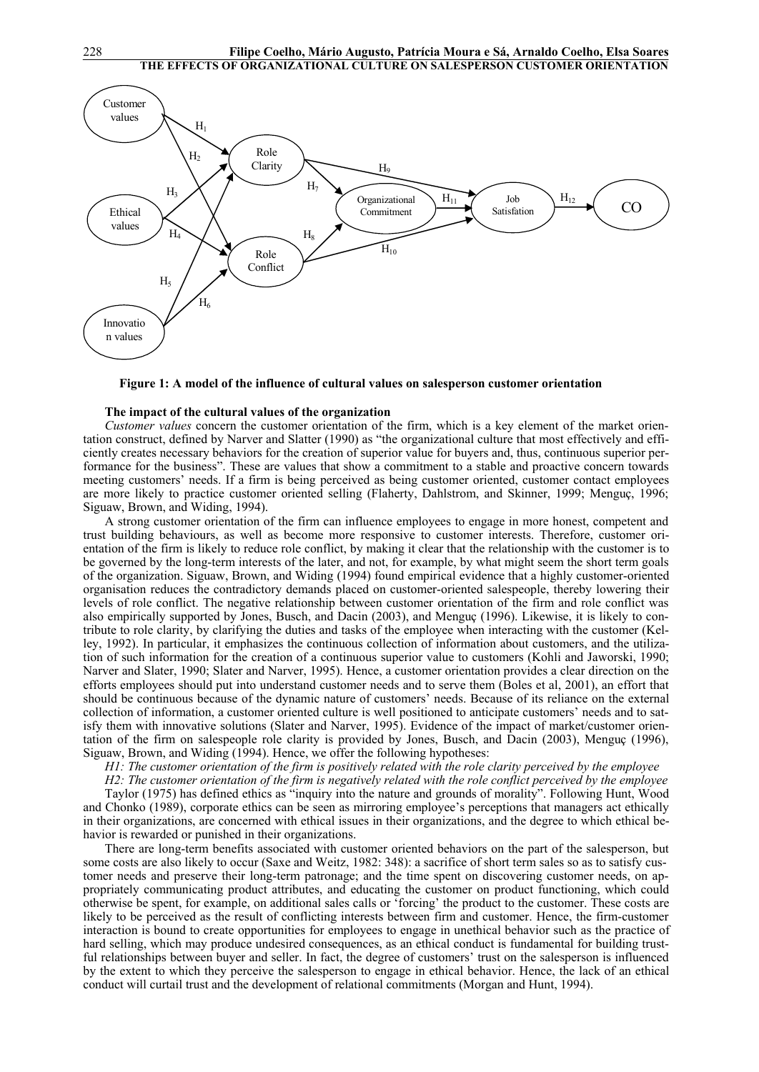**Figure 1: A model of the influence of cultural values on salesperson customer orientation**

**The impact of the cultural values of the organization**

*Customer values* concern the customer orientation of the firm, which is a key element of the market orientation construct, defined by Narver and Slatter (1990) as "the organizational culture that most effectively and efficiently creates necessary behaviors for the creation of superior value for buyers and, thus, continuous superior performance for the business". These are values that show a commitment to a stable and proactive concern towards meeting customers' needs. If a firm is being perceived as being customer oriented, customer contact employees are more likely to practice customer oriented selling (Flaherty, Dahlstrom, and Skinner, 1999; Menguç, 1996; Siguaw, Brown, and Widing, 1994).

A strong customer orientation of the firm can influence employees to engage in more honest, competent and trust building behaviours, as well as become more responsive to customer interests. Therefore, customer orientation of the firm is likely to reduce role conflict, by making it clear that the relationship with the customer is to be governed by the long-term interests of the later, and not, for example, by what might seem the short term goals of the organization. Siguaw, Brown, and Widing (1994) found empirical evidence that a highly customer-oriented organisation reduces the contradictory demands placed on customer-oriented salespeople, thereby lowering their levels of role conflict. The negative relationship between customer orientation of the firm and role conflict was also empirically supported by Jones, Busch, and Dacin (2003), and Menguç (1996). Likewise, it is likely to contribute to role clarity, by clarifying the duties and tasks of the employee when interacting with the customer (Kelley, 1992). In particular, it emphasizes the continuous collection of information about customers, and the utilization of such information for the creation of a continuous superior value to customers (Kohli and Jaworski, 1990; Narver and Slater, 1990; Slater and Narver, 1995). Hence, a customer orientation provides a clear direction on the efforts employees should put into understand customer needs and to serve them (Boles et al, 2001), an effort that should be continuous because of the dynamic nature of customers' needs. Because of its reliance on the external collection of information, a customer oriented culture is well positioned to anticipate customers' needs and to satisfy them with innovative solutions (Slater and Narver, 1995). Evidence of the impact of market/customer orientation of the firm on salespeople role clarity is provided by Jones, Busch, and Dacin (2003), Menguç (1996), Siguaw, Brown, and Widing (1994). Hence, we offer the following hypotheses:

*H1: The customer orientation of the firm is positively related with the role clarity perceived by the employee*

*H2: The customer orientation of the firm is negatively related with the role conflict perceived by the employee*

Taylor (1975) has defined ethics as "inquiry into the nature and grounds of morality". Following Hunt, Wood and Chonko (1989), corporate ethics can be seen as mirroring employee's perceptions that managers act ethically in their organizations, are concerned with ethical issues in their organizations, and the degree to which ethical behavior is rewarded or punished in their organizations.

There are long-term benefits associated with customer oriented behaviors on the part of the salesperson, but some costs are also likely to occur (Saxe and Weitz, 1982: 348): a sacrifice of short term sales so as to satisfy customer needs and preserve their long-term patronage; and the time spent on discovering customer needs, on appropriately communicating product attributes, and educating the customer on product functioning, which could otherwise be spent, for example, on additional sales calls or 'forcing' the product to the customer. These costs are likely to be perceived as the result of conflicting interests between firm and customer. Hence, the firm-customer interaction is bound to create opportunities for employees to engage in unethical behavior such as the practice of hard selling, which may produce undesired consequences, as an ethical conduct is fundamental for building trustful relationships between buyer and seller. In fact, the degree of customers' trust on the salesperson is influenced by the extent to which they perceive the salesperson to engage in ethical behavior. Hence, the lack of an ethical conduct will curtail trust and the development of relational commitments (Morgan and Hunt, 1994).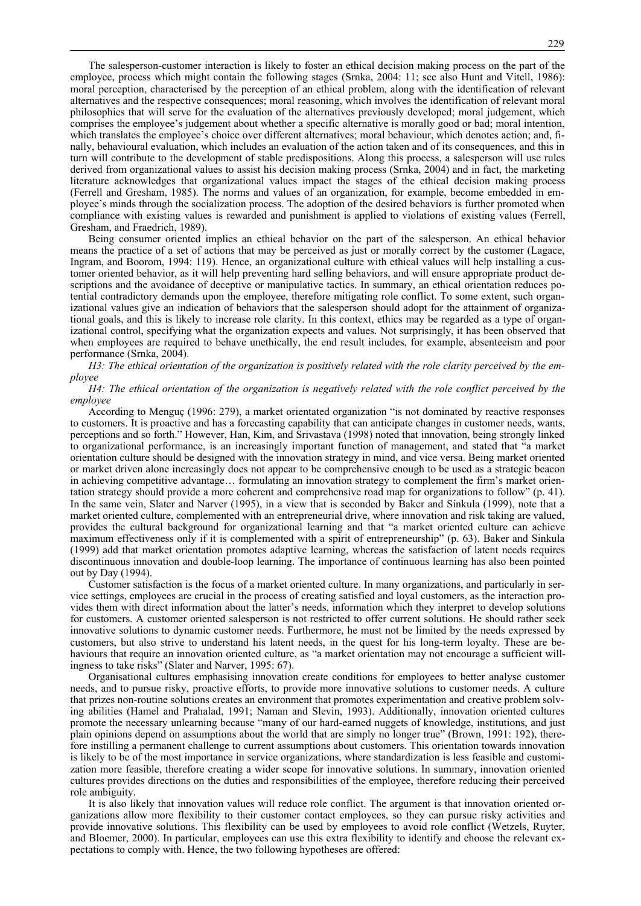The salesperson-customer interaction is likely to foster an ethical decision making process on the part of the employee, process which might contain the following stages (Srnka, 2004: 11; see also Hunt and Vitell, 1986): moral perception, characterised by the perception of an ethical problem, along with the identification of relevant alternatives and the respective consequences; moral reasoning, which involves the identification of relevant moral philosophies that will serve for the evaluation of the alternatives previously developed; moral judgement, which comprises the employee's judgement about whether a specific alternative is morally good or bad; moral intention, which translates the employee's choice over different alternatives; moral behaviour, which denotes action; and, finally, behavioural evaluation, which includes an evaluation of the action taken and of its consequences, and this in turn will contribute to the development of stable predispositions. Along this process, a salesperson will use rules derived from organizational values to assist his decision making process (Srnka, 2004) and in fact, the marketing literature acknowledges that organizational values impact the stages of the ethical decision making process (Ferrell and Gresham, 1985). The norms and values of an organization, for example, become embedded in employee's minds through the socialization process. The adoption of the desired behaviors is further promoted when compliance with existing values is rewarded and punishment is applied to violations of existing values (Ferrell, Gresham, and Fraedrich, 1989).

Being consumer oriented implies an ethical behavior on the part of the salesperson. An ethical behavior means the practice of a set of actions that may be perceived as just or morally correct by the customer (Lagace, Ingram, and Boorom, 1994: 119). Hence, an organizational culture with ethical values will help installing a customer oriented behavior, as it will help preventing hard selling behaviors, and will ensure appropriate product descriptions and the avoidance of deceptive or manipulative tactics. In summary, an ethical orientation reduces potential contradictory demands upon the employee, therefore mitigating role conflict. To some extent, such organizational values give an indication of behaviors that the salesperson should adopt for the attainment of organizational goals, and this is likely to increase role clarity. In this context, ethics may be regarded as a type of organizational control, specifying what the organization expects and values. Not surprisingly, it has been observed that when employees are required to behave unethically, the end result includes, for example, absenteeism and poor performance (Srnka, 2004).

*H3: The ethical orientation of the organization is positively related with the role clarity perceived by the employee*

*H4: The ethical orientation of the organization is negatively related with the role conflict perceived by the employee*

According to Menguç (1996: 279), a market orientated organization "is not dominated by reactive responses to customers. It is proactive and has a forecasting capability that can anticipate changes in customer needs, wants, perceptions and so forth." However, Han, Kim, and Srivastava (1998) noted that innovation, being strongly linked to organizational performance, is an increasingly important function of management, and stated that "a market orientation culture should be designed with the innovation strategy in mind, and vice versa. Being market oriented or market driven alone increasingly does not appear to be comprehensive enough to be used as a strategic beacon in achieving competitive advantage… formulating an innovation strategy to complement the firm's market orientation strategy should provide a more coherent and comprehensive road map for organizations to follow" (p. 41). In the same vein, Slater and Narver (1995), in a view that is seconded by Baker and Sinkula (1999), note that a market oriented culture, complemented with an entrepreneurial drive, where innovation and risk taking are valued, provides the cultural background for organizational learning and that "a market oriented culture can achieve maximum effectiveness only if it is complemented with a spirit of entrepreneurship" (p. 63). Baker and Sinkula (1999) add that market orientation promotes adaptive learning, whereas the satisfaction of latent needs requires discontinuous innovation and double-loop learning. The importance of continuous learning has also been pointed out by Day (1994).

Customer satisfaction is the focus of a market oriented culture. In many organizations, and particularly in service settings, employees are crucial in the process of creating satisfied and loyal customers, as the interaction provides them with direct information about the latter's needs, information which they interpret to develop solutions for customers. A customer oriented salesperson is not restricted to offer current solutions. He should rather seek innovative solutions to dynamic customer needs. Furthermore, he must not be limited by the needs expressed by customers, but also strive to understand his latent needs, in the quest for his long-term loyalty. These are behaviours that require an innovation oriented culture, as "a market orientation may not encourage a sufficient willingness to take risks" (Slater and Narver, 1995: 67).

Organisational cultures emphasising innovation create conditions for employees to better analyse customer needs, and to pursue risky, proactive efforts, to provide more innovative solutions to customer needs. A culture that prizes non-routine solutions creates an environment that promotes experimentation and creative problem solving abilities (Hamel and Prahalad, 1991; Naman and Slevin, 1993). Additionally, innovation oriented cultures promote the necessary unlearning because "many of our hard-earned nuggets of knowledge, institutions, and just plain opinions depend on assumptions about the world that are simply no longer true" (Brown, 1991: 192), therefore instilling a permanent challenge to current assumptions about customers. This orientation towards innovation is likely to be of the most importance in service organizations, where standardization is less feasible and customization more feasible, therefore creating a wider scope for innovative solutions. In summary, innovation oriented cultures provides directions on the duties and responsibilities of the employee, therefore reducing their perceived role ambiguity.

It is also likely that innovation values will reduce role conflict. The argument is that innovation oriented organizations allow more flexibility to their customer contact employees, so they can pursue risky activities and provide innovative solutions. This flexibility can be used by employees to avoid role conflict (Wetzels, Ruyter, and Bloemer, 2000). In particular, employees can use this extra flexibility to identify and choose the relevant expectations to comply with. Hence, the two following hypotheses are offered: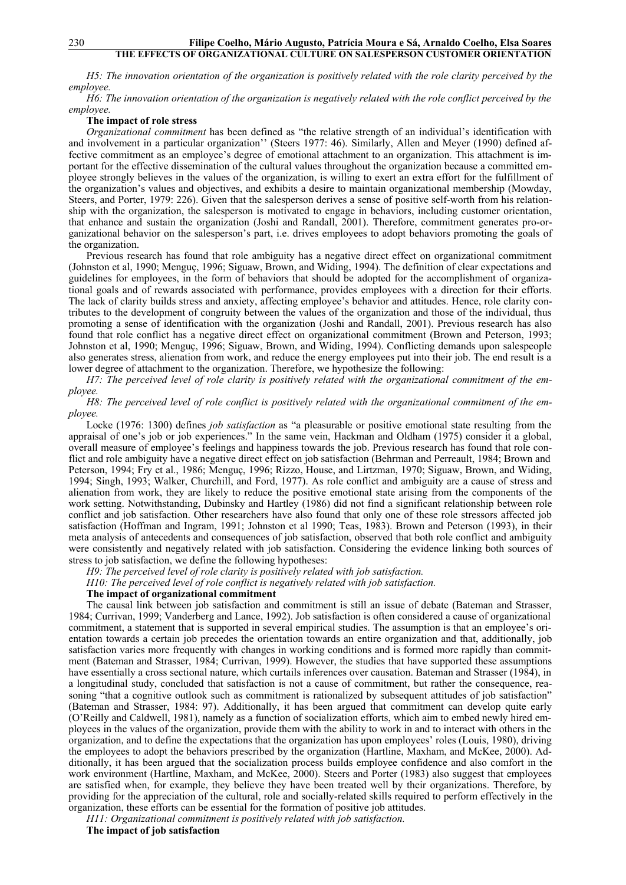*H5: The innovation orientation of the organization is positively related with the role clarity perceived by the employee.*

*H6: The innovation orientation of the organization is negatively related with the role conflict perceived by the employee.*

**The impact of role stress**

*Organizational commitment* has been defined as "the relative strength of an individual's identification with and involvement in a particular organization'' (Steers 1977: 46). Similarly, Allen and Meyer (1990) defined affective commitment as an employee's degree of emotional attachment to an organization. This attachment is important for the effective dissemination of the cultural values throughout the organization because a committed employee strongly believes in the values of the organization, is willing to exert an extra effort for the fulfillment of the organization's values and objectives, and exhibits a desire to maintain organizational membership (Mowday, Steers, and Porter, 1979: 226). Given that the salesperson derives a sense of positive self-worth from his relationship with the organization, the salesperson is motivated to engage in behaviors, including customer orientation, that enhance and sustain the organization (Joshi and Randall, 2001). Therefore, commitment generates pro-organizational behavior on the salesperson's part, i.e. drives employees to adopt behaviors promoting the goals of the organization.

Previous research has found that role ambiguity has a negative direct effect on organizational commitment (Johnston et al, 1990; Menguç, 1996; Siguaw, Brown, and Widing, 1994). The definition of clear expectations and guidelines for employees, in the form of behaviors that should be adopted for the accomplishment of organizational goals and of rewards associated with performance, provides employees with a direction for their efforts. The lack of clarity builds stress and anxiety, affecting employee's behavior and attitudes. Hence, role clarity contributes to the development of congruity between the values of the organization and those of the individual, thus promoting a sense of identification with the organization (Joshi and Randall, 2001). Previous research has also found that role conflict has a negative direct effect on organizational commitment (Brown and Peterson, 1993; Johnston et al, 1990; Menguç, 1996; Siguaw, Brown, and Widing, 1994). Conflicting demands upon salespeople also generates stress, alienation from work, and reduce the energy employees put into their job. The end result is a lower degree of attachment to the organization. Therefore, we hypothesize the following:

*H7: The perceived level of role clarity is positively related with the organizational commitment of the employee.*

*H8: The perceived level of role conflict is positively related with the organizational commitment of the employee.*

Locke (1976: 1300) defines *job satisfaction* as "a pleasurable or positive emotional state resulting from the appraisal of one's job or job experiences." In the same vein, Hackman and Oldham (1975) consider it a global, overall measure of employee's feelings and happiness towards the job. Previous research has found that role conflict and role ambiguity have a negative direct effect on job satisfaction (Behrman and Perreault, 1984; Brown and Peterson, 1994; Fry et al., 1986; Menguç, 1996; Rizzo, House, and Lirtzman, 1970; Siguaw, Brown, and Widing, 1994; Singh, 1993; Walker, Churchill, and Ford, 1977). As role conflict and ambiguity are a cause of stress and alienation from work, they are likely to reduce the positive emotional state arising from the components of the work setting. Notwithstanding, Dubinsky and Hartley (1986) did not find a significant relationship between role conflict and job satisfaction. Other researchers have also found that only one of these role stressors affected job satisfaction (Hoffman and Ingram, 1991; Johnston et al 1990; Teas, 1983). Brown and Peterson (1993), in their meta analysis of antecedents and consequences of job satisfaction, observed that both role conflict and ambiguity were consistently and negatively related with job satisfaction. Considering the evidence linking both sources of stress to job satisfaction, we define the following hypotheses:

*H9: The perceived level of role clarity is positively related with job satisfaction.*

*H10: The perceived level of role conflict is negatively related with job satisfaction.*

**The impact of organizational commitment**

The causal link between job satisfaction and commitment is still an issue of debate (Bateman and Strasser, 1984; Currivan, 1999; Vanderberg and Lance, 1992). Job satisfaction is often considered a cause of organizational commitment, a statement that is supported in several empirical studies. The assumption is that an employee's orientation towards a certain job precedes the orientation towards an entire organization and that, additionally, job satisfaction varies more frequently with changes in working conditions and is formed more rapidly than commitment (Bateman and Strasser, 1984; Currivan, 1999). However, the studies that have supported these assumptions have essentially a cross sectional nature, which curtails inferences over causation. Bateman and Strasser (1984), in a longitudinal study, concluded that satisfaction is not a cause of commitment, but rather the consequence, reasoning "that a cognitive outlook such as commitment is rationalized by subsequent attitudes of job satisfaction" (Bateman and Strasser, 1984: 97). Additionally, it has been argued that commitment can develop quite early (O'Reilly and Caldwell, 1981), namely as a function of socialization efforts, which aim to embed newly hired employees in the values of the organization, provide them with the ability to work in and to interact with others in the organization, and to define the expectations that the organization has upon employees' roles (Louis, 1980), driving the employees to adopt the behaviors prescribed by the organization (Hartline, Maxham, and McKee, 2000). Additionally, it has been argued that the socialization process builds employee confidence and also comfort in the work environment (Hartline, Maxham, and McKee, 2000). Steers and Porter (1983) also suggest that employees are satisfied when, for example, they believe they have been treated well by their organizations. Therefore, by providing for the appreciation of the cultural, role and socially-related skills required to perform effectively in the organization, these efforts can be essential for the formation of positive job attitudes.

*H11: Organizational commitment is positively related with job satisfaction.*

**The impact of job satisfaction**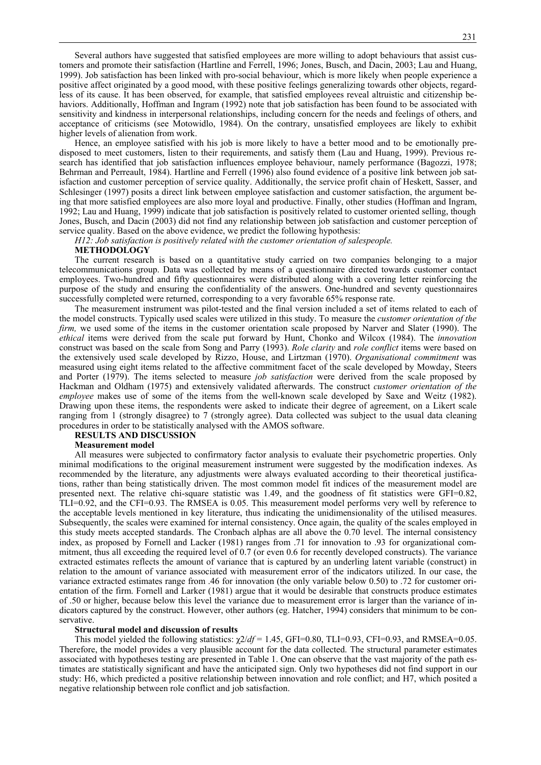Several authors have suggested that satisfied employees are more willing to adopt behaviours that assist customers and promote their satisfaction (Hartline and Ferrell, 1996; Jones, Busch, and Dacin, 2003; Lau and Huang, 1999). Job satisfaction has been linked with pro-social behaviour, which is more likely when people experience a positive affect originated by a good mood, with these positive feelings generalizing towards other objects, regardless of its cause. It has been observed, for example, that satisfied employees reveal altruistic and citizenship behaviors. Additionally, Hoffman and Ingram (1992) note that job satisfaction has been found to be associated with sensitivity and kindness in interpersonal relationships, including concern for the needs and feelings of others, and acceptance of criticisms (see Motowidlo, 1984). On the contrary, unsatisfied employees are likely to exhibit higher levels of alienation from work.

Hence, an employee satisfied with his job is more likely to have a better mood and to be emotionally predisposed to meet customers, listen to their requirements, and satisfy them (Lau and Huang, 1999). Previous research has identified that job satisfaction influences employee behaviour, namely performance (Bagozzi, 1978; Behrman and Perreault, 1984). Hartline and Ferrell (1996) also found evidence of a positive link between job satisfaction and customer perception of service quality. Additionally, the service profit chain of Heskett, Sasser, and Schlesinger (1997) posits a direct link between employee satisfaction and customer satisfaction, the argument being that more satisfied employees are also more loyal and productive. Finally, other studies (Hoffman and Ingram, 1992; Lau and Huang, 1999) indicate that job satisfaction is positively related to customer oriented selling, though Jones, Busch, and Dacin (2003) did not find any relationship between job satisfaction and customer perception of service quality. Based on the above evidence, we predict the following hypothesis:

*H12: Job satisfaction is positively related with the customer orientation of salespeople.*

## METHODOLOGY

The current research is based on a quantitative study carried on two companies belonging to a major telecommunications group. Data was collected by means of a questionnaire directed towards customer contact employees. Two-hundred and fifty questionnaires were distributed along with a covering letter reinforcing the purpose of the study and ensuring the confidentiality of the answers. One-hundred and seventy questionnaires successfully completed were returned, corresponding to a very favorable 65% response rate.

The measurement instrument was pilot-tested and the final version included a set of items related to each of the model constructs. Typically used scales were utilized in this study. To measure the *customer orientation of the firm,* we used some of the items in the customer orientation scale proposed by Narver and Slater (1990). The *ethical* items were derived from the scale put forward by Hunt, Chonko and Wilcox (1984). The *innovation* construct was based on the scale from Song and Parry (1993). *Role clarity* and *role conflict* items were based on the extensively used scale developed by Rizzo, House, and Lirtzman (1970). *Organisational commitment* was measured using eight items related to the affective commitment facet of the scale developed by Mowday, Steers and Porter (1979). The items selected to measure *job satisfaction* were derived from the scale proposed by Hackman and Oldham (1975) and extensively validated afterwards. The construct *customer orientation of the employee* makes use of some of the items from the well-known scale developed by Saxe and Weitz (1982). Drawing upon these items, the respondents were asked to indicate their degree of agreement, on a Likert scale ranging from 1 (strongly disagree) to 7 (strongly agree). Data collected was subject to the usual data cleaning procedures in order to be statistically analysed with the AMOS software.

## RESULTS AND DISCUSSION

### Measurement model

All measures were subjected to confirmatory factor analysis to evaluate their psychometric properties. Only minimal modifications to the original measurement instrument were suggested by the modification indexes. As recommended by the literature, any adjustments were always evaluated according to their theoretical justifications, rather than being statistically driven. The most common model fit indices of the measurement model are presented next. The relative chi-square statistic was 1.49, and the goodness of fit statistics were GFI=0.82, TLI=0.92, and the CFI=0.93. The RMSEA is 0.05. This measurement model performs very well by reference to the acceptable levels mentioned in key literature, thus indicating the unidimensionality of the utilised measures. Subsequently, the scales were examined for internal consistency. Once again, the quality of the scales employed in this study meets accepted standards. The Cronbach alphas are all above the 0.70 level. The internal consistency index, as proposed by Fornell and Lacker (1981) ranges from .71 for innovation to .93 for organizational commitment, thus all exceeding the required level of 0.7 (or even 0.6 for recently developed constructs). The variance extracted estimates reflects the amount of variance that is captured by an underling latent variable (construct) in relation to the amount of variance associated with measurement error of the indicators utilized. In our case, the variance extracted estimates range from .46 for innovation (the only variable below 0.50) to .72 for customer orientation of the firm. Fornell and Larker (1981) argue that it would be desirable that constructs produce estimates of .50 or higher, because below this level the variance due to measurement error is larger than the variance of indicators captured by the construct. However, other authors (eg. Hatcher, 1994) considers that minimum to be conservative.

### Structural model and discussion of results

This model yielded the following statistics: $\chi 2/df = 1.45$, GFI=0.80, TLI=0.93, CFI=0.93, and RMSEA=0.05. Therefore, the model provides a very plausible account for the data collected. The structural parameter estimates associated with hypotheses testing are presented in Table 1. One can observe that the vast majority of the path estimates are statistically significant and have the anticipated sign. Only two hypotheses did not find support in our study: H6, which predicted a positive relationship between innovation and role conflict; and H7, which posited a negative relationship between role conflict and job satisfaction.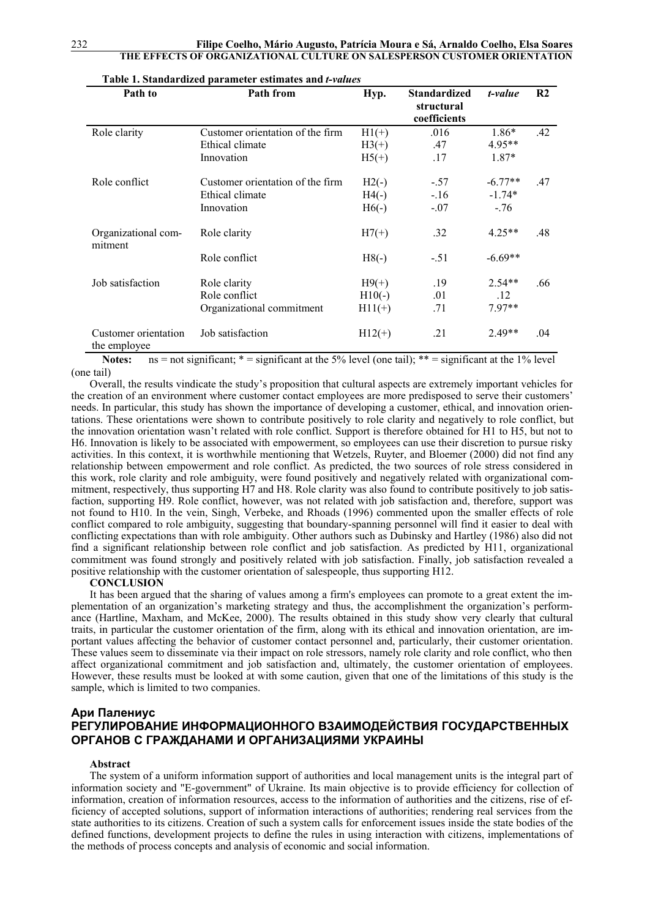**Table 1. Standardized parameter estimates and *t-values***

| Path to | Path from | Hyp. | Standardized structural coefficients | *t-value* | R2 |
|---|---|---|---|---|---|
| Role clarity | Customer orientation of the firm | H1(+) | .016 | 1.86* | .42 |
| | Ethical climate | H3(+) | .47 | 4.95** | |
| | Innovation | H5(+) | .17 | 1.87* | |
| Role conflict | Customer orientation of the firm | H2(-) | -.57 | -6.77** | .47 |
| | Ethical climate | H4(-) | -.16 | -1.74* | |
| | Innovation | H6(-) | -.07 | -.76 | |
| Organizational commitment | Role clarity | H7(+) | .32 | 4.25** | .48 |
| | Role conflict | H8(-) | -.51 | -6.69** | |
| Job satisfaction | Role clarity | H9(+) | .19 | 2.54** | .66 |
| | Role conflict | H10(-) | .01 | .12 | |
| | Organizational commitment | H11(+) | .71 | 7.97** | |
| Customer orientation the employee | Job satisfaction | H12(+) | .21 | 2.49** | .04 |

**Notes:** ns = not significant; * = significant at the 5% level (one tail); ** = significant at the 1% level (one tail)

Overall, the results vindicate the study's proposition that cultural aspects are extremely important vehicles for the creation of an environment where customer contact employees are more predisposed to serve their customers' needs. In particular, this study has shown the importance of developing a customer, ethical, and innovation orientations. These orientations were shown to contribute positively to role clarity and negatively to role conflict, but the innovation orientation wasn't related with role conflict. Support is therefore obtained for H1 to H5, but not to H6. Innovation is likely to be associated with empowerment, so employees can use their discretion to pursue risky activities. In this context, it is worthwhile mentioning that Wetzels, Ruyter, and Bloemer (2000) did not find any relationship between empowerment and role conflict. As predicted, the two sources of role stress considered in this work, role clarity and role ambiguity, were found positively and negatively related with organizational commitment, respectively, thus supporting H7 and H8. Role clarity was also found to contribute positively to job satisfaction, supporting H9. Role conflict, however, was not related with job satisfaction and, therefore, support was not found to H10. In the vein, Singh, Verbeke, and Rhoads (1996) commented upon the smaller effects of role conflict compared to role ambiguity, suggesting that boundary-spanning personnel will find it easier to deal with conflicting expectations than with role ambiguity. Other authors such as Dubinsky and Hartley (1986) also did not find a significant relationship between role conflict and job satisfaction. As predicted by H11, organizational commitment was found strongly and positively related with job satisfaction. Finally, job satisfaction revealed a positive relationship with the customer orientation of salespeople, thus supporting H12.

**CONCLUSION**

It has been argued that the sharing of values among a firm's employees can promote to a great extent the implementation of an organization's marketing strategy and thus, the accomplishment the organization's performance (Hartline, Maxham, and McKee, 2000). The results obtained in this study show very clearly that cultural traits, in particular the customer orientation of the firm, along with its ethical and innovation orientation, are important values affecting the behavior of customer contact personnel and, particularly, their customer orientation. These values seem to disseminate via their impact on role stressors, namely role clarity and role conflict, who then affect organizational commitment and job satisfaction and, ultimately, the customer orientation of employees. However, these results must be looked at with some caution, given that one of the limitations of this study is the sample, which is limited to two companies.

## Ари Палениус
## РЕГУЛИРОВАНИЕ ИНФОРМАЦИОННОГО ВЗАИМОДЕЙСТВИЯ ГОСУДАРСТВЕННЫХ ОРГАНОВ С ГРАЖДАНАМИ И ОРГАНИЗАЦИЯМИ УКРАИНЫ

**Abstract**

The system of a uniform information support of authorities and local management units is the integral part of information society and "E-government" of Ukraine. Its main objective is to provide efficiency for collection of information, creation of information resources, access to the information of authorities and the citizens, rise of efficiency of accepted solutions, support of information interactions of authorities; rendering real services from the state authorities to its citizens. Creation of such a system calls for enforcement issues inside the state bodies of the defined functions, development projects to define the rules in using interaction with citizens, implementations of the methods of process concepts and analysis of economic and social information.